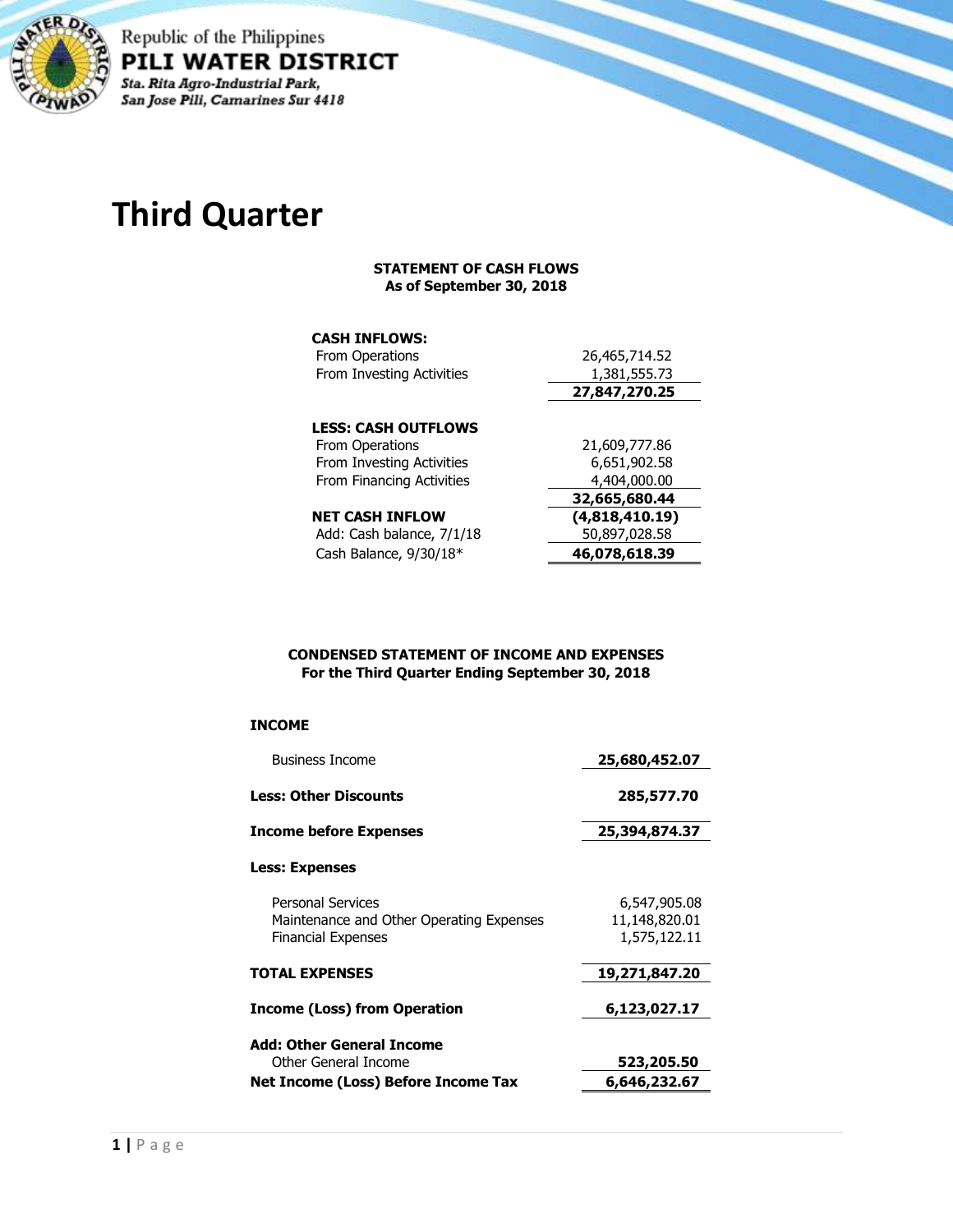Republic of the Philippines

**PILI WATER DISTRICT**

*Sta. Rita Agro-Industrial Park,*
*San Jose Pili, Camarines Sur 4418*

# Third Quarter

### STATEMENT OF CASH FLOWS
### As of September 30, 2018

| | |
|---|---:|
| **CASH INFLOWS:** | |
| From Operations | 26,465,714.52 |
| From Investing Activities | 1,381,555.73 |
| | **27,847,270.25** |
| **LESS: CASH OUTFLOWS** | |
| From Operations | 21,609,777.86 |
| From Investing Activities | 6,651,902.58 |
| From Financing Activities | 4,404,000.00 |
| | **32,665,680.44** |
| **NET CASH INFLOW** | **(4,818,410.19)** |
| Add: Cash balance, 7/1/18 | 50,897,028.58 |
| Cash Balance, 9/30/18* | **46,078,618.39** |

### CONDENSED STATEMENT OF INCOME AND EXPENSES
### For the Third Quarter Ending September 30, 2018

| | |
|---|---:|
| **INCOME** | |
| Business Income | **25,680,452.07** |
| **Less: Other Discounts** | **285,577.70** |
| **Income before Expenses** | **25,394,874.37** |
| **Less: Expenses** | |
| Personal Services | 6,547,905.08 |
| Maintenance and Other Operating Expenses | 11,148,820.01 |
| Financial Expenses | 1,575,122.11 |
| **TOTAL EXPENSES** | **19,271,847.20** |
| **Income (Loss) from Operation** | **6,123,027.17** |
| **Add: Other General Income** | |
| Other General Income | **523,205.50** |
| **Net Income (Loss) Before Income Tax** | **6,646,232.67** |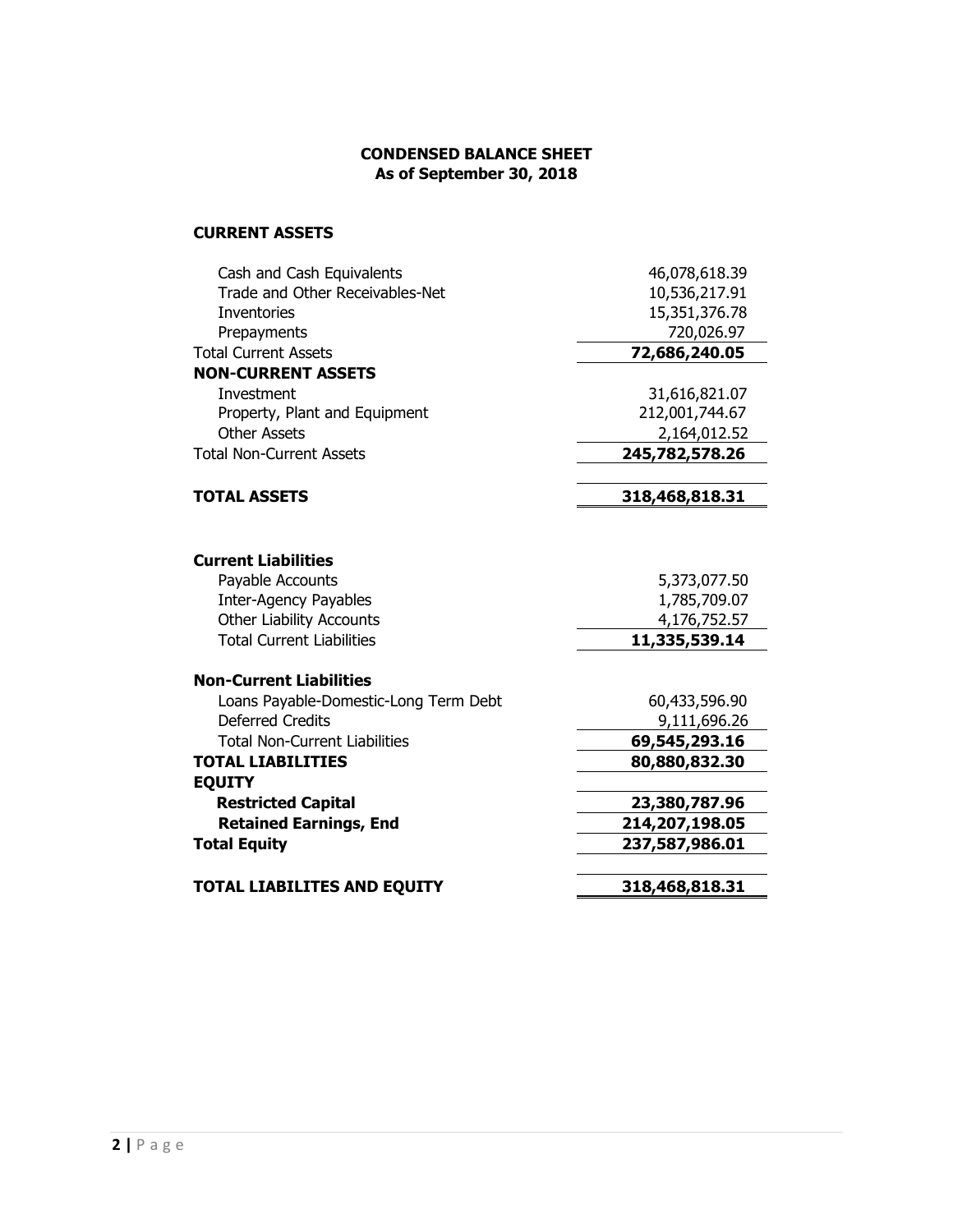**CONDENSED BALANCE SHEET**
**As of September 30, 2018**

| | |
|---|---|
| **CURRENT ASSETS** | |
| Cash and Cash Equivalents | 46,078,618.39 |
| Trade and Other Receivables-Net | 10,536,217.91 |
| Inventories | 15,351,376.78 |
| Prepayments | 720,026.97 |
| Total Current Assets | **72,686,240.05** |
| **NON-CURRENT ASSETS** | |
| Investment | 31,616,821.07 |
| Property, Plant and Equipment | 212,001,744.67 |
| Other Assets | 2,164,012.52 |
| Total Non-Current Assets | **245,782,578.26** |
| **TOTAL ASSETS** | **318,468,818.31** |
| **Current Liabilities** | |
| Payable Accounts | 5,373,077.50 |
| Inter-Agency Payables | 1,785,709.07 |
| Other Liability Accounts | 4,176,752.57 |
| Total Current Liabilities | **11,335,539.14** |
| **Non-Current Liabilities** | |
| Loans Payable-Domestic-Long Term Debt | 60,433,596.90 |
| Deferred Credits | 9,111,696.26 |
| Total Non-Current Liabilities | **69,545,293.16** |
| **TOTAL LIABILITIES** | **80,880,832.30** |
| **EQUITY** | |
| **Restricted Capital** | **23,380,787.96** |
| **Retained Earnings, End** | **214,207,198.05** |
| **Total Equity** | **237,587,986.01** |
| **TOTAL LIABILITES AND EQUITY** | **318,468,818.31** |